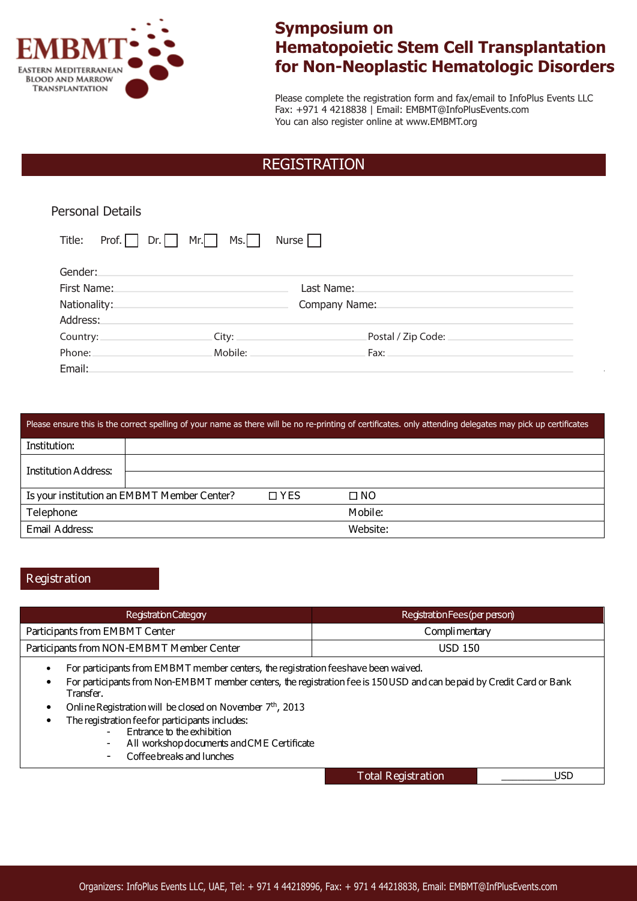EMBMT
EASTERN MEDITERRANEAN BLOOD AND MARROW TRANSPLANTATION

# Symposium on Hematopoietic Stem Cell Transplantation for Non-Neoplastic Hematologic Disorders

Please complete the registration form and fax/email to InfoPlus Events LLC
Fax: +971 4 4218838 | Email: EMBMT@InfoPlusEvents.com
You can also register online at www.EMBMT.org

## REGISTRATION

### Personal Details

Title: Prof. ☐ Dr. ☐ Mr. ☐ Ms. ☐ Nurse ☐

Gender: ____________________

First Name: ____________________ Last Name: ____________________

Nationality: ____________________ Company Name: ____________________

Address: ____________________

Country: ____________ City: ____________ Postal / Zip Code: ____________

Phone: ____________ Mobile: ____________ Fax: ____________

Email: ____________________

| Please ensure this is the correct spelling of your name as there will be no re-printing of certificates. only attending delegates may pick up certificates | | | |
|---|---|---|---|
| Institution: | | | |
| Institution Address: | | | |
| Is your institution an EMBMT Member Center? | ☐ YES | ☐ NO | |
| Telephone: | | Mobile: | |
| Email Address: | | Website: | |

### Registration

| Registration Category | Registration Fees (per person) |
|---|---|
| Participants from EMBMT Center | Complimentary |
| Participants from NON-EMBMT Member Center | USD 150 |

- For participants from EMBMT member centers, the registration fees have been waived.
- For participants from Non-EMBMT member centers, the registration fee is 150 USD and can be paid by Credit Card or Bank Transfer.
- Online Registration will be closed on November 7th, 2013
- The registration fee for participants includes:
  - Entrance to the exhibition
  - All workshop documents and CME Certificate
  - Coffee breaks and lunches

| Total Registration | __________USD |
|---|---|

Organizers: InfoPlus Events LLC, UAE, Tel: + 971 4 44218996, Fax: + 971 4 44218838, Email: EMBMT@InfPlusEvents.com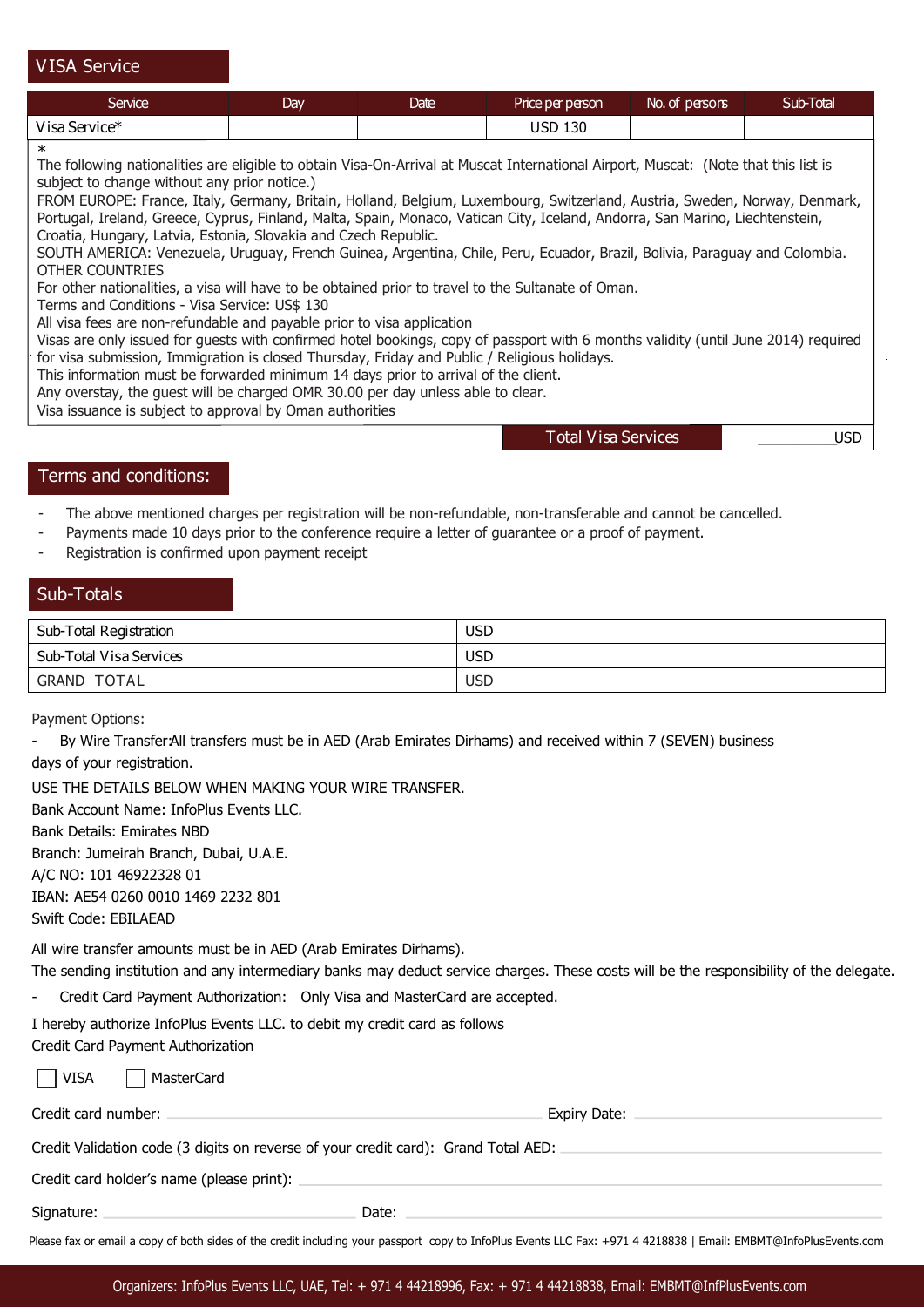## VISA Service

| Service | Day | Date | Price per person | No. of persons | Sub-Total |
|---|---|---|---|---|---|
| Visa Service* | | | USD 130 | | |

\*
The following nationalities are eligible to obtain Visa-On-Arrival at Muscat International Airport, Muscat: (Note that this list is subject to change without any prior notice.)

FROM EUROPE: France, Italy, Germany, Britain, Holland, Belgium, Luxembourg, Switzerland, Austria, Sweden, Norway, Denmark, Portugal, Ireland, Greece, Cyprus, Finland, Malta, Spain, Monaco, Vatican City, Iceland, Andorra, San Marino, Liechtenstein, Croatia, Hungary, Latvia, Estonia, Slovakia and Czech Republic.

SOUTH AMERICA: Venezuela, Uruguay, French Guinea, Argentina, Chile, Peru, Ecuador, Brazil, Bolivia, Paraguay and Colombia.

OTHER COUNTRIES

For other nationalities, a visa will have to be obtained prior to travel to the Sultanate of Oman.

Terms and Conditions - Visa Service: US$ 130

All visa fees are non-refundable and payable prior to visa application

Visas are only issued for guests with confirmed hotel bookings, copy of passport with 6 months validity (until June 2014) required for visa submission, Immigration is closed Thursday, Friday and Public / Religious holidays.

This information must be forwarded minimum 14 days prior to arrival of the client.

Any overstay, the guest will be charged OMR 30.00 per day unless able to clear.

Visa issuance is subject to approval by Oman authorities

| | |
|---|---|
| Total Visa Services | __________USD |

## Terms and conditions:

- The above mentioned charges per registration will be non-refundable, non-transferable and cannot be cancelled.
- Payments made 10 days prior to the conference require a letter of guarantee or a proof of payment.
- Registration is confirmed upon payment receipt

## Sub-Totals

| | |
|---|---|
| Sub-Total Registration | USD |
| Sub-Total Visa Services | USD |
| GRAND TOTAL | USD |

Payment Options:

- By Wire Transfer:All transfers must be in AED (Arab Emirates Dirhams) and received within 7 (SEVEN) business days of your registration.

USE THE DETAILS BELOW WHEN MAKING YOUR WIRE TRANSFER.
Bank Account Name: InfoPlus Events LLC.
Bank Details: Emirates NBD
Branch: Jumeirah Branch, Dubai, U.A.E.
A/C NO: 101 46922328 01
IBAN: AE54 0260 0010 1469 2232 801
Swift Code: EBILAEAD

All wire transfer amounts must be in AED (Arab Emirates Dirhams).
The sending institution and any intermediary banks may deduct service charges. These costs will be the responsibility of the delegate.

- Credit Card Payment Authorization: Only Visa and MasterCard are accepted.

I hereby authorize InfoPlus Events LLC. to debit my credit card as follows
Credit Card Payment Authorization

☐ VISA ☐ MasterCard

Credit card number: ______________________________ Expiry Date: ______________________________

Credit Validation code (3 digits on reverse of your credit card): Grand Total AED: ______________________________

Credit card holder's name (please print): ______________________________

Signature: ______________________________ Date: ______________________________

Please fax or email a copy of both sides of the credit including your passport copy to InfoPlus Events LLC Fax: +971 4 4218838 | Email: EMBMT@InfoPlusEvents.com

Organizers: InfoPlus Events LLC, UAE, Tel: + 971 4 44218996, Fax: + 971 4 44218838, Email: EMBMT@InfPlusEvents.com